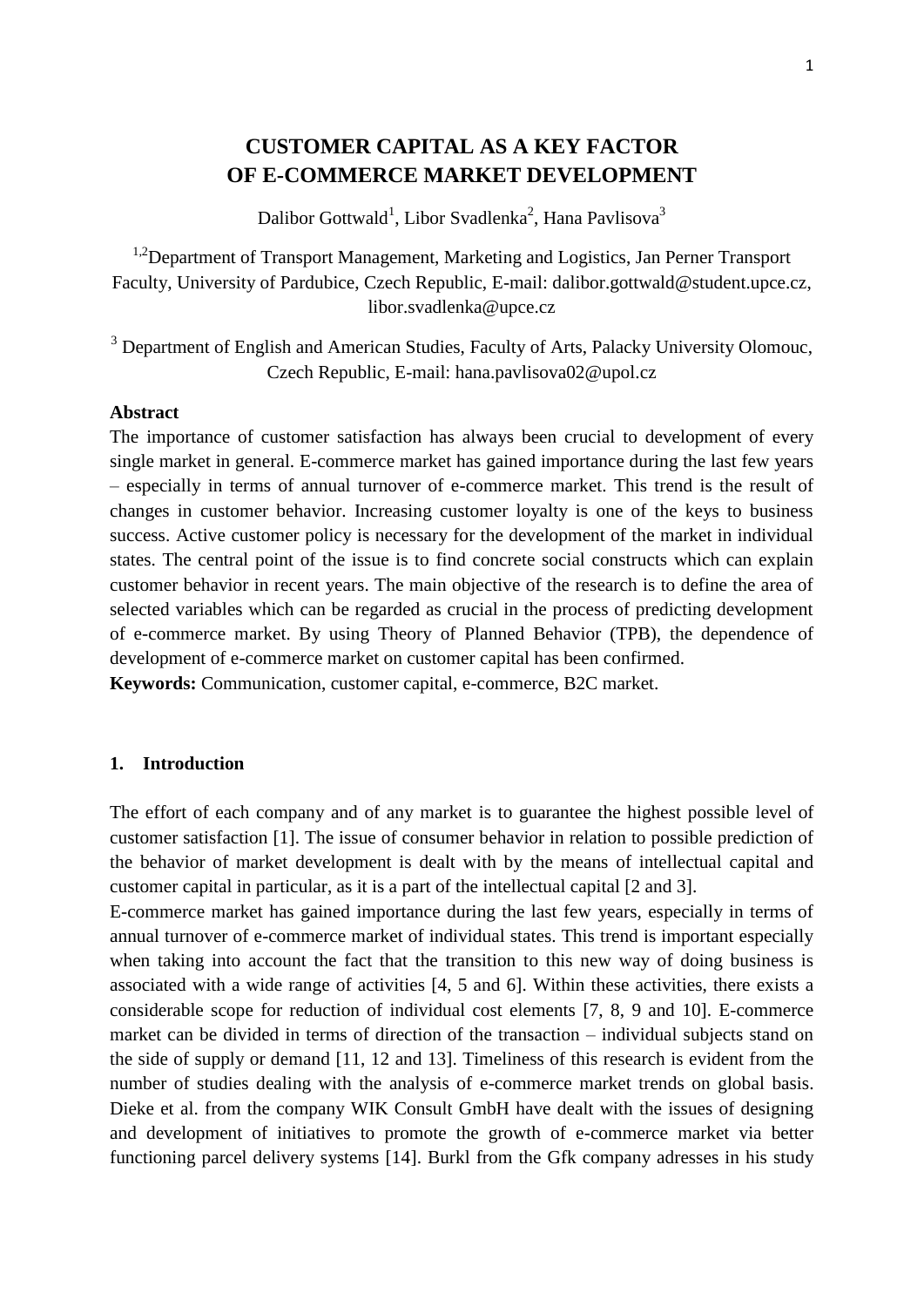# CUSTOMER CAPITAL AS A KEY FACTOR OF E-COMMERCE MARKET DEVELOPMENT

Dalibor Gottwald[1], Libor Svadlenka[2], Hana Pavlisova[3]

[1,2]Department of Transport Management, Marketing and Logistics, Jan Perner Transport Faculty, University of Pardubice, Czech Republic, E-mail: dalibor.gottwald@student.upce.cz, libor.svadlenka@upce.cz

[3] Department of English and American Studies, Faculty of Arts, Palacky University Olomouc, Czech Republic, E-mail: hana.pavlisova02@upol.cz

**Abstract**

The importance of customer satisfaction has always been crucial to development of every single market in general. E-commerce market has gained importance during the last few years – especially in terms of annual turnover of e-commerce market. This trend is the result of changes in customer behavior. Increasing customer loyalty is one of the keys to business success. Active customer policy is necessary for the development of the market in individual states. The central point of the issue is to find concrete social constructs which can explain customer behavior in recent years. The main objective of the research is to define the area of selected variables which can be regarded as crucial in the process of predicting development of e-commerce market. By using Theory of Planned Behavior (TPB), the dependence of development of e-commerce market on customer capital has been confirmed.

**Keywords:** Communication, customer capital, e-commerce, B2C market.

## 1. Introduction

The effort of each company and of any market is to guarantee the highest possible level of customer satisfaction [1]. The issue of consumer behavior in relation to possible prediction of the behavior of market development is dealt with by the means of intellectual capital and customer capital in particular, as it is a part of the intellectual capital [2 and 3].

E-commerce market has gained importance during the last few years, especially in terms of annual turnover of e-commerce market of individual states. This trend is important especially when taking into account the fact that the transition to this new way of doing business is associated with a wide range of activities [4, 5 and 6]. Within these activities, there exists a considerable scope for reduction of individual cost elements [7, 8, 9 and 10]. E-commerce market can be divided in terms of direction of the transaction – individual subjects stand on the side of supply or demand [11, 12 and 13]. Timeliness of this research is evident from the number of studies dealing with the analysis of e-commerce market trends on global basis. Dieke et al. from the company WIK Consult GmbH have dealt with the issues of designing and development of initiatives to promote the growth of e-commerce market via better functioning parcel delivery systems [14]. Burkl from the Gfk company adresses in his study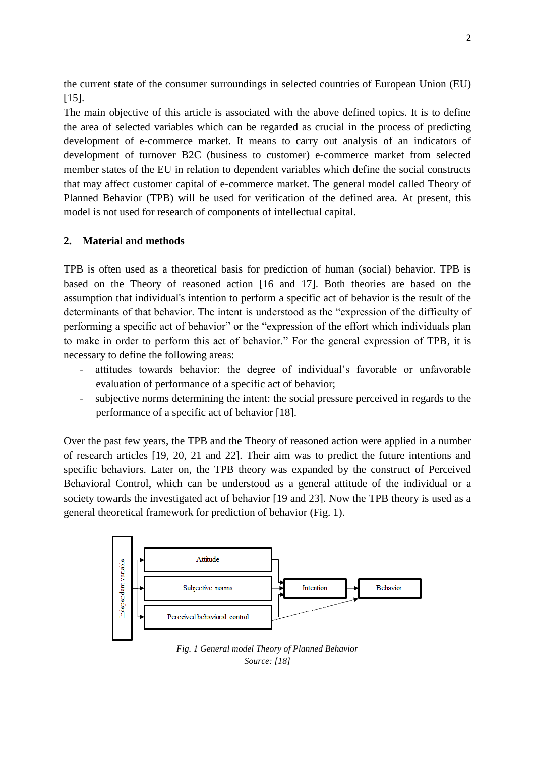the current state of the consumer surroundings in selected countries of European Union (EU) [15].

The main objective of this article is associated with the above defined topics. It is to define the area of selected variables which can be regarded as crucial in the process of predicting development of e-commerce market. It means to carry out analysis of an indicators of development of turnover B2C (business to customer) e-commerce market from selected member states of the EU in relation to dependent variables which define the social constructs that may affect customer capital of e-commerce market. The general model called Theory of Planned Behavior (TPB) will be used for verification of the defined area. At present, this model is not used for research of components of intellectual capital.

## 2. Material and methods

TPB is often used as a theoretical basis for prediction of human (social) behavior. TPB is based on the Theory of reasoned action [16 and 17]. Both theories are based on the assumption that individual's intention to perform a specific act of behavior is the result of the determinants of that behavior. The intent is understood as the "expression of the difficulty of performing a specific act of behavior" or the "expression of the effort which individuals plan to make in order to perform this act of behavior." For the general expression of TPB, it is necessary to define the following areas:

- attitudes towards behavior: the degree of individual's favorable or unfavorable evaluation of performance of a specific act of behavior;
- subjective norms determining the intent: the social pressure perceived in regards to the performance of a specific act of behavior [18].

Over the past few years, the TPB and the Theory of reasoned action were applied in a number of research articles [19, 20, 21 and 22]. Their aim was to predict the future intentions and specific behaviors. Later on, the TPB theory was expanded by the construct of Perceived Behavioral Control, which can be understood as a general attitude of the individual or a society towards the investigated act of behavior [19 and 23]. Now the TPB theory is used as a general theoretical framework for prediction of behavior (Fig. 1).

Independent variable → Attitude, Subjective norms, Perceived behavioral control → Intention → Behavior

*Fig. 1 General model Theory of Planned Behavior*
*Source: [18]*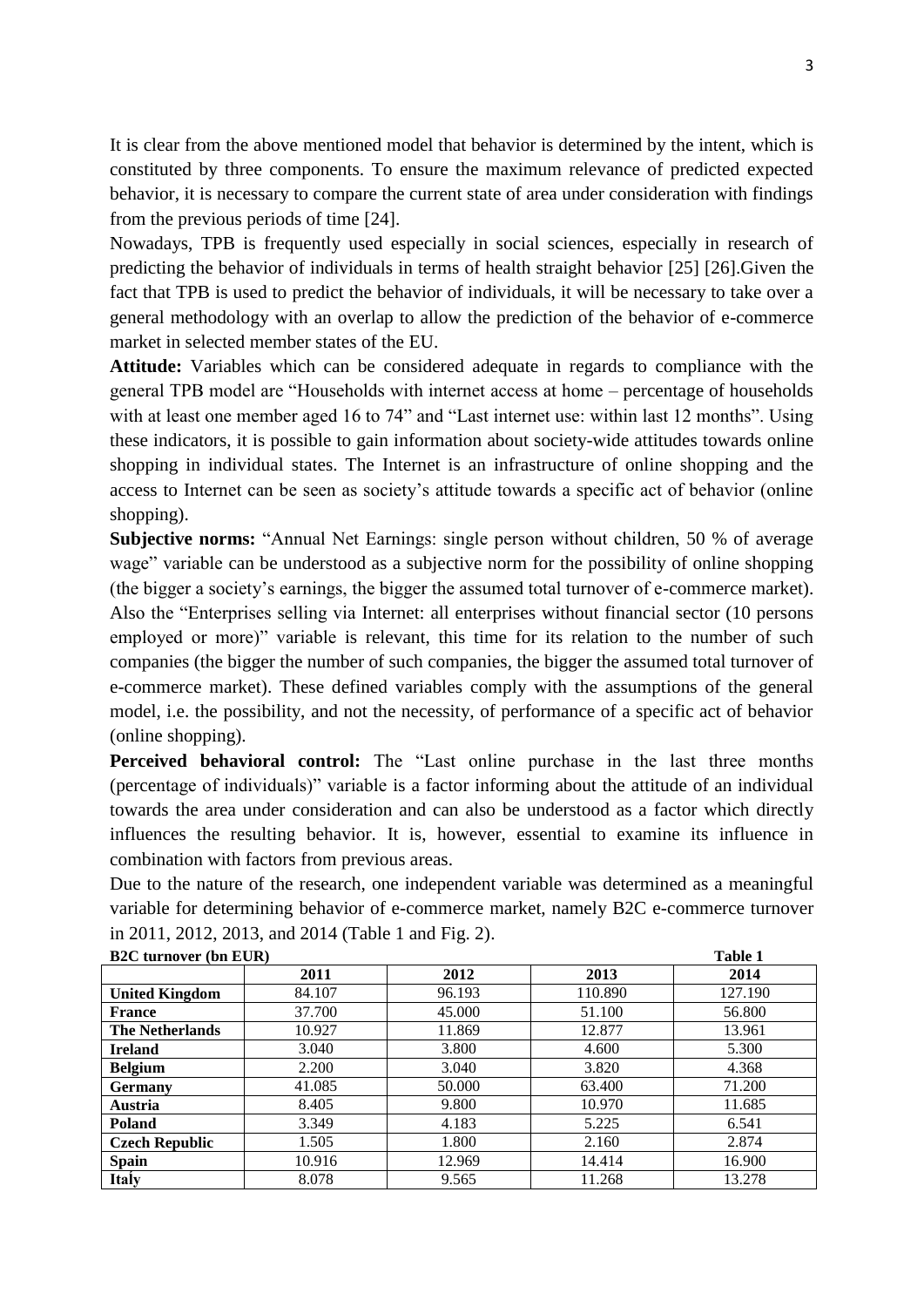It is clear from the above mentioned model that behavior is determined by the intent, which is constituted by three components. To ensure the maximum relevance of predicted expected behavior, it is necessary to compare the current state of area under consideration with findings from the previous periods of time [24].

Nowadays, TPB is frequently used especially in social sciences, especially in research of predicting the behavior of individuals in terms of health straight behavior [25] [26].Given the fact that TPB is used to predict the behavior of individuals, it will be necessary to take over a general methodology with an overlap to allow the prediction of the behavior of e-commerce market in selected member states of the EU.

**Attitude:** Variables which can be considered adequate in regards to compliance with the general TPB model are "Households with internet access at home – percentage of households with at least one member aged 16 to 74" and "Last internet use: within last 12 months". Using these indicators, it is possible to gain information about society-wide attitudes towards online shopping in individual states. The Internet is an infrastructure of online shopping and the access to Internet can be seen as society's attitude towards a specific act of behavior (online shopping).

**Subjective norms:** "Annual Net Earnings: single person without children, 50 % of average wage" variable can be understood as a subjective norm for the possibility of online shopping (the bigger a society's earnings, the bigger the assumed total turnover of e-commerce market). Also the "Enterprises selling via Internet: all enterprises without financial sector (10 persons employed or more)" variable is relevant, this time for its relation to the number of such companies (the bigger the number of such companies, the bigger the assumed total turnover of e-commerce market). These defined variables comply with the assumptions of the general model, i.e. the possibility, and not the necessity, of performance of a specific act of behavior (online shopping).

**Perceived behavioral control:** The "Last online purchase in the last three months (percentage of individuals)" variable is a factor informing about the attitude of an individual towards the area under consideration and can also be understood as a factor which directly influences the resulting behavior. It is, however, essential to examine its influence in combination with factors from previous areas.

Due to the nature of the research, one independent variable was determined as a meaningful variable for determining behavior of e-commerce market, namely B2C e-commerce turnover in 2011, 2012, 2013, and 2014 (Table 1 and Fig. 2).

**B2C turnover (bn EUR)** **Table 1**

| | 2011 | 2012 | 2013 | 2014 |
|---|---|---|---|---|
| **United Kingdom** | 84.107 | 96.193 | 110.890 | 127.190 |
| **France** | 37.700 | 45.000 | 51.100 | 56.800 |
| **The Netherlands** | 10.927 | 11.869 | 12.877 | 13.961 |
| **Ireland** | 3.040 | 3.800 | 4.600 | 5.300 |
| **Belgium** | 2.200 | 3.040 | 3.820 | 4.368 |
| **Germany** | 41.085 | 50.000 | 63.400 | 71.200 |
| **Austria** | 8.405 | 9.800 | 10.970 | 11.685 |
| **Poland** | 3.349 | 4.183 | 5.225 | 6.541 |
| **Czech Republic** | 1.505 | 1.800 | 2.160 | 2.874 |
| **Spain** | 10.916 | 12.969 | 14.414 | 16.900 |
| **Italy** | 8.078 | 9.565 | 11.268 | 13.278 |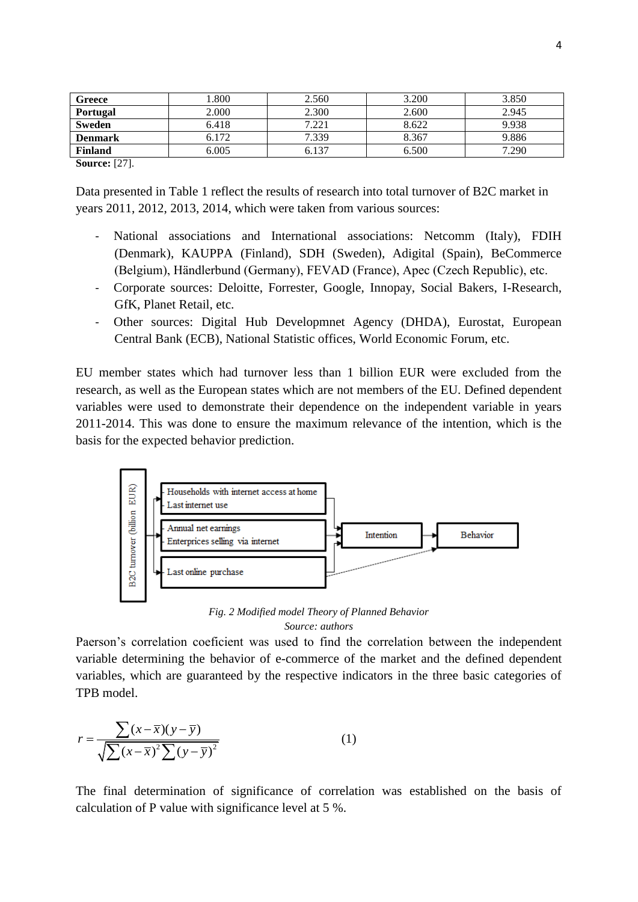| Greece | 1.800 | 2.560 | 3.200 | 3.850 |
|---|---|---|---|---|
| Portugal | 2.000 | 2.300 | 2.600 | 2.945 |
| Sweden | 6.418 | 7.221 | 8.622 | 9.938 |
| Denmark | 6.172 | 7.339 | 8.367 | 9.886 |
| Finland | 6.005 | 6.137 | 6.500 | 7.290 |

**Source:** [27].

Data presented in Table 1 reflect the results of research into total turnover of B2C market in years 2011, 2012, 2013, 2014, which were taken from various sources:

- National associations and International associations: Netcomm (Italy), FDIH (Denmark), KAUPPA (Finland), SDH (Sweden), Adigital (Spain), BeCommerce (Belgium), Händlerbund (Germany), FEVAD (France), Apec (Czech Republic), etc.
- Corporate sources: Deloitte, Forrester, Google, Innopay, Social Bakers, I-Research, GfK, Planet Retail, etc.
- Other sources: Digital Hub Developmnet Agency (DHDA), Eurostat, European Central Bank (ECB), National Statistic offices, World Economic Forum, etc.

EU member states which had turnover less than 1 billion EUR were excluded from the research, as well as the European states which are not members of the EU. Defined dependent variables were used to demonstrate their dependence on the independent variable in years 2011-2014. This was done to ensure the maximum relevance of the intention, which is the basis for the expected behavior prediction.

B2C turnover (billion EUR)

- Households with internet access at home
- Last internet use

- Annual net earnings
- Enterprices selling via internet

- Last online purchase

Intention → Behavior

*Fig. 2 Modified model Theory of Planned Behavior*

*Source: authors*

Paerson's correlation coeficient was used to find the correlation between the independent variable determining the behavior of e-commerce of the market and the defined dependent variables, which are guaranteed by the respective indicators in the three basic categories of TPB model.

$$r = \frac{\sum(x-\bar{x})(y-\bar{y})}{\sqrt{\sum(x-\bar{x})^2\sum(y-\bar{y})^2}} \qquad (1)$$

The final determination of significance of correlation was established on the basis of calculation of P value with significance level at 5 %.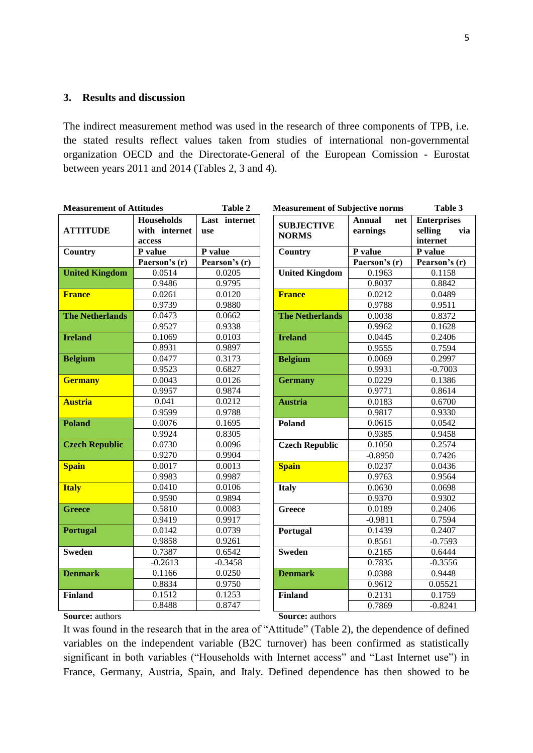## 3. Results and discussion

The indirect measurement method was used in the research of three components of TPB, i.e. the stated results reflect values taken from studies of international non-governmental organization OECD and the Directorate-General of the European Comission - Eurostat between years 2011 and 2014 (Tables 2, 3 and 4).

**Measurement of Attitudes** **Table 2**

| ATTITUDE | Households with internet access | Last internet use |
|---|---|---|
| Country | P value | P value |
| | Paerson's (r) | Pearson's (r) |
| United Kingdom | 0.0514 | 0.0205 |
| | 0.9486 | 0.9795 |
| France | 0.0261 | 0.0120 |
| | 0.9739 | 0.9880 |
| The Netherlands | 0.0473 | 0.0662 |
| | 0.9527 | 0.9338 |
| Ireland | 0.1069 | 0.0103 |
| | 0.8931 | 0.9897 |
| Belgium | 0.0477 | 0.3173 |
| | 0.9523 | 0.6827 |
| Germany | 0.0043 | 0.0126 |
| | 0.9957 | 0.9874 |
| Austria | 0.041 | 0.0212 |
| | 0.9599 | 0.9788 |
| Poland | 0.0076 | 0.1695 |
| | 0.9924 | 0.8305 |
| Czech Republic | 0.0730 | 0.0096 |
| | 0.9270 | 0.9904 |
| Spain | 0.0017 | 0.0013 |
| | 0.9983 | 0.9987 |
| Italy | 0.0410 | 0.0106 |
| | 0.9590 | 0.9894 |
| Greece | 0.5810 | 0.0083 |
| | 0.9419 | 0.9917 |
| Portugal | 0.0142 | 0.0739 |
| | 0.9858 | 0.9261 |
| Sweden | 0.7387 | 0.6542 |
| | -0.2613 | -0.3458 |
| Denmark | 0.1166 | 0.0250 |
| | 0.8834 | 0.9750 |
| Finland | 0.1512 | 0.1253 |
| | 0.8488 | 0.8747 |

**Source:** authors

**Measurement of Subjective norms** **Table 3**

| SUBJECTIVE NORMS | Annual net earnings | Enterprises selling via internet |
|---|---|---|
| Country | P value | P value |
| | Paerson's (r) | Pearson's (r) |
| United Kingdom | 0.1963 | 0.1158 |
| | 0.8037 | 0.8842 |
| France | 0.0212 | 0.0489 |
| | 0.9788 | 0.9511 |
| The Netherlands | 0.0038 | 0.8372 |
| | 0.9962 | 0.1628 |
| Ireland | 0.0445 | 0.2406 |
| | 0.9555 | 0.7594 |
| Belgium | 0.0069 | 0.2997 |
| | 0.9931 | -0.7003 |
| Germany | 0.0229 | 0.1386 |
| | 0.9771 | 0.8614 |
| Austria | 0.0183 | 0.6700 |
| | 0.9817 | 0.9330 |
| Poland | 0.0615 | 0.0542 |
| | 0.9385 | 0.9458 |
| Czech Republic | 0.1050 | 0.2574 |
| | -0.8950 | 0.7426 |
| Spain | 0.0237 | 0.0436 |
| | 0.9763 | 0.9564 |
| Italy | 0.0630 | 0.0698 |
| | 0.9370 | 0.9302 |
| Greece | 0.0189 | 0.2406 |
| | -0.9811 | 0.7594 |
| Portugal | 0.1439 | 0.2407 |
| | 0.8561 | -0.7593 |
| Sweden | 0.2165 | 0.6444 |
| | 0.7835 | -0.3556 |
| Denmark | 0.0388 | 0.9448 |
| | 0.9612 | 0.05521 |
| Finland | 0.2131 | 0.1759 |
| | 0.7869 | -0.8241 |

**Source:** authors

It was found in the research that in the area of "Attitude" (Table 2), the dependence of defined variables on the independent variable (B2C turnover) has been confirmed as statistically significant in both variables ("Households with Internet access" and "Last Internet use") in France, Germany, Austria, Spain, and Italy. Defined dependence has then showed to be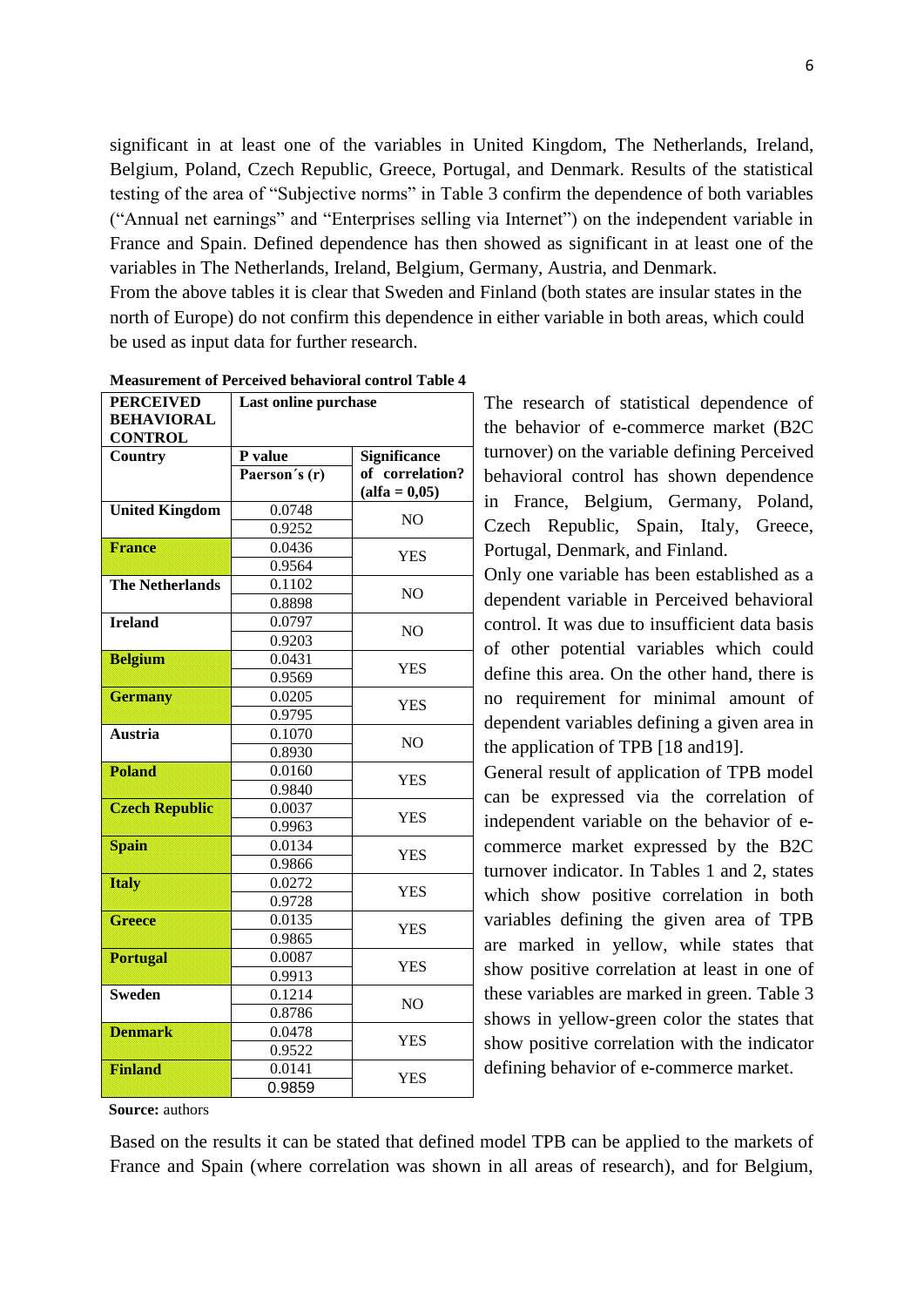significant in at least one of the variables in United Kingdom, The Netherlands, Ireland, Belgium, Poland, Czech Republic, Greece, Portugal, and Denmark. Results of the statistical testing of the area of "Subjective norms" in Table 3 confirm the dependence of both variables ("Annual net earnings" and "Enterprises selling via Internet") on the independent variable in France and Spain. Defined dependence has then showed as significant in at least one of the variables in The Netherlands, Ireland, Belgium, Germany, Austria, and Denmark.

From the above tables it is clear that Sweden and Finland (both states are insular states in the north of Europe) do not confirm this dependence in either variable in both areas, which could be used as input data for further research.

**Measurement of Perceived behavioral control Table 4**

| PERCEIVED BEHAVIORAL CONTROL | Last online purchase | |
|---|---|---|
| **Country** | **P value** / **Paerson´s (r)** | **Significance of correlation? (alfa = 0,05)** |
| **United Kingdom** | 0.0748 / 0.9252 | NO |
| **France** | 0.0436 / 0.9564 | YES |
| **The Netherlands** | 0.1102 / 0.8898 | NO |
| **Ireland** | 0.0797 / 0.9203 | NO |
| **Belgium** | 0.0431 / 0.9569 | YES |
| **Germany** | 0.0205 / 0.9795 | YES |
| **Austria** | 0.1070 / 0.8930 | NO |
| **Poland** | 0.0160 / 0.9840 | YES |
| **Czech Republic** | 0.0037 / 0.9963 | YES |
| **Spain** | 0.0134 / 0.9866 | YES |
| **Italy** | 0.0272 / 0.9728 | YES |
| **Greece** | 0.0135 / 0.9865 | YES |
| **Portugal** | 0.0087 / 0.9913 | YES |
| **Sweden** | 0.1214 / 0.8786 | NO |
| **Denmark** | 0.0478 / 0.9522 | YES |
| **Finland** | 0.0141 / 0.9859 | YES |

**Source:** authors

The research of statistical dependence of the behavior of e-commerce market (B2C turnover) on the variable defining Perceived behavioral control has shown dependence in France, Belgium, Germany, Poland, Czech Republic, Spain, Italy, Greece, Portugal, Denmark, and Finland.

Only one variable has been established as a dependent variable in Perceived behavioral control. It was due to insufficient data basis of other potential variables which could define this area. On the other hand, there is no requirement for minimal amount of dependent variables defining a given area in the application of TPB [18 and19].

General result of application of TPB model can be expressed via the correlation of independent variable on the behavior of e-commerce market expressed by the B2C turnover indicator. In Tables 1 and 2, states which show positive correlation in both variables defining the given area of TPB are marked in yellow, while states that show positive correlation at least in one of these variables are marked in green. Table 3 shows in yellow-green color the states that show positive correlation with the indicator defining behavior of e-commerce market.

Based on the results it can be stated that defined model TPB can be applied to the markets of France and Spain (where correlation was shown in all areas of research), and for Belgium,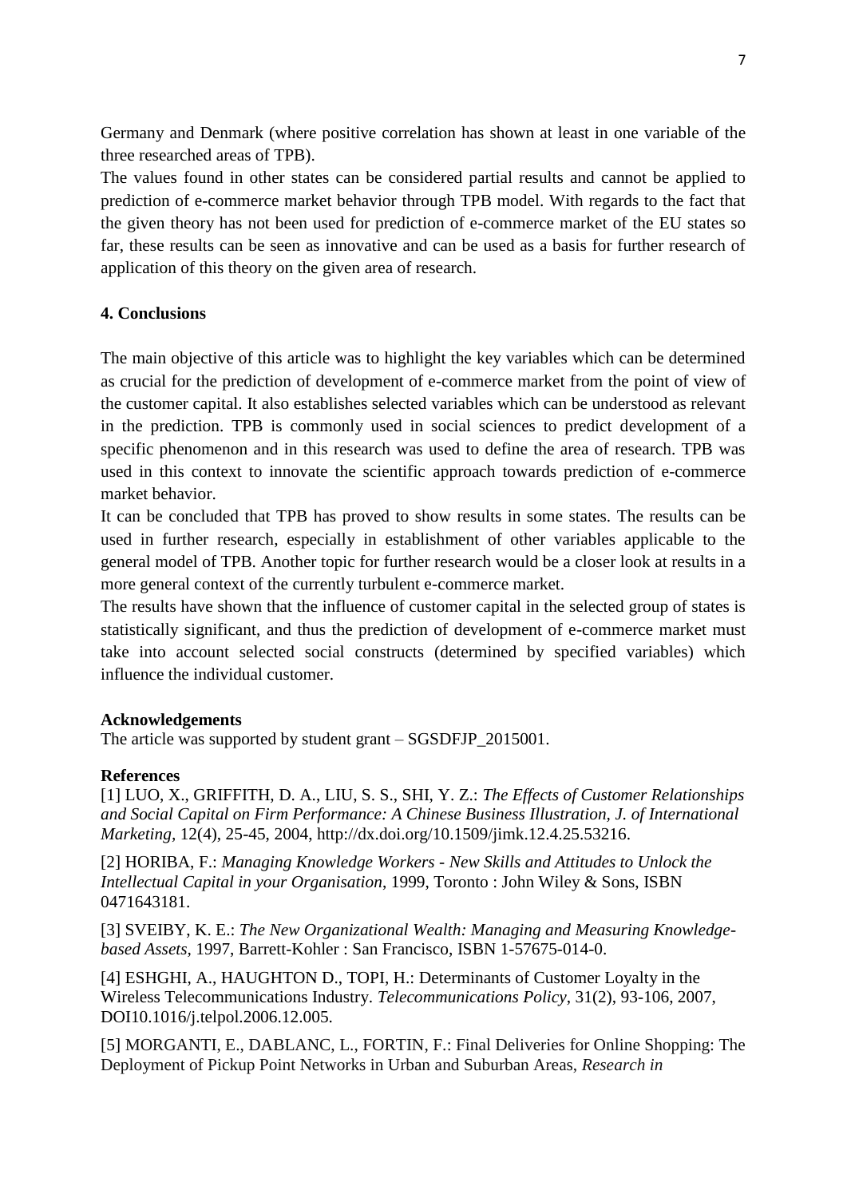Germany and Denmark (where positive correlation has shown at least in one variable of the three researched areas of TPB).

The values found in other states can be considered partial results and cannot be applied to prediction of e-commerce market behavior through TPB model. With regards to the fact that the given theory has not been used for prediction of e-commerce market of the EU states so far, these results can be seen as innovative and can be used as a basis for further research of application of this theory on the given area of research.

## 4. Conclusions

The main objective of this article was to highlight the key variables which can be determined as crucial for the prediction of development of e-commerce market from the point of view of the customer capital. It also establishes selected variables which can be understood as relevant in the prediction. TPB is commonly used in social sciences to predict development of a specific phenomenon and in this research was used to define the area of research. TPB was used in this context to innovate the scientific approach towards prediction of e-commerce market behavior.

It can be concluded that TPB has proved to show results in some states. The results can be used in further research, especially in establishment of other variables applicable to the general model of TPB. Another topic for further research would be a closer look at results in a more general context of the currently turbulent e-commerce market.

The results have shown that the influence of customer capital in the selected group of states is statistically significant, and thus the prediction of development of e-commerce market must take into account selected social constructs (determined by specified variables) which influence the individual customer.

**Acknowledgements**

The article was supported by student grant – SGSDFJP_2015001.

**References**

[1] LUO, X., GRIFFITH, D. A., LIU, S. S., SHI, Y. Z.: *The Effects of Customer Relationships and Social Capital on Firm Performance: A Chinese Business Illustration, J. of International Marketing*, 12(4), 25-45, 2004, http://dx.doi.org/10.1509/jimk.12.4.25.53216.

[2] HORIBA, F.: *Managing Knowledge Workers - New Skills and Attitudes to Unlock the Intellectual Capital in your Organisation*, 1999, Toronto : John Wiley & Sons, ISBN 0471643181.

[3] SVEIBY, K. E.: *The New Organizational Wealth: Managing and Measuring Knowledge-based Assets*, 1997, Barrett-Kohler : San Francisco, ISBN 1-57675-014-0.

[4] ESHGHI, A., HAUGHTON D., TOPI, H.: Determinants of Customer Loyalty in the Wireless Telecommunications Industry. *Telecommunications Policy*, 31(2), 93-106, 2007, DOI10.1016/j.telpol.2006.12.005.

[5] MORGANTI, E., DABLANC, L., FORTIN, F.: Final Deliveries for Online Shopping: The Deployment of Pickup Point Networks in Urban and Suburban Areas, *Research in*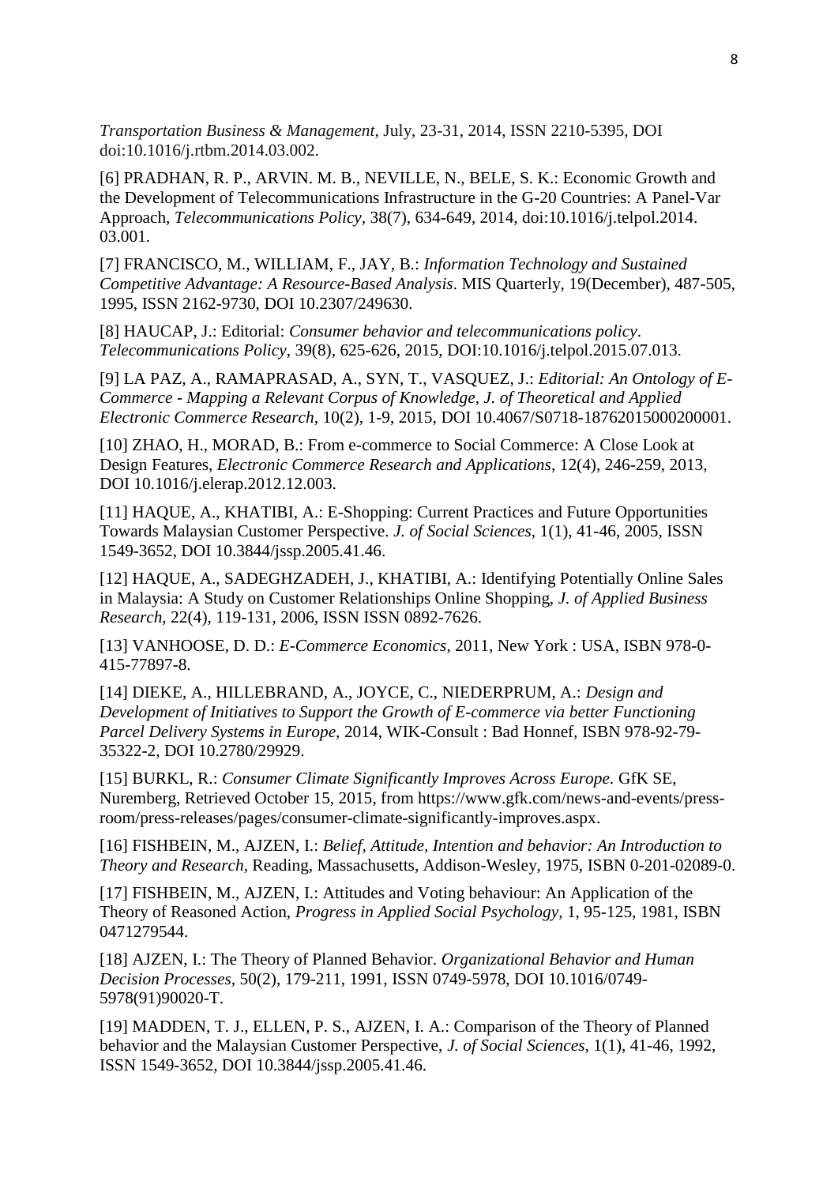*Transportation Business & Management*, July, 23-31, 2014, ISSN 2210-5395, DOI doi:10.1016/j.rtbm.2014.03.002.

[6] PRADHAN, R. P., ARVIN. M. B., NEVILLE, N., BELE, S. K.: Economic Growth and the Development of Telecommunications Infrastructure in the G-20 Countries: A Panel-Var Approach, *Telecommunications Policy*, 38(7), 634-649, 2014, doi:10.1016/j.telpol.2014. 03.001.

[7] FRANCISCO, M., WILLIAM, F., JAY, B.: *Information Technology and Sustained Competitive Advantage: A Resource-Based Analysis*. MIS Quarterly, 19(December), 487-505, 1995, ISSN 2162-9730, DOI 10.2307/249630.

[8] HAUCAP, J.: Editorial: *Consumer behavior and telecommunications policy*. *Telecommunications Policy*, 39(8), 625-626, 2015, DOI:10.1016/j.telpol.2015.07.013.

[9] LA PAZ, A., RAMAPRASAD, A., SYN, T., VASQUEZ, J.: *Editorial: An Ontology of E-Commerce - Mapping a Relevant Corpus of Knowledge*, *J. of Theoretical and Applied Electronic Commerce Research*, 10(2), 1-9, 2015, DOI 10.4067/S0718-18762015000200001.

[10] ZHAO, H., MORAD, B.: From e-commerce to Social Commerce: A Close Look at Design Features, *Electronic Commerce Research and Applications*, 12(4), 246-259, 2013, DOI 10.1016/j.elerap.2012.12.003.

[11] HAQUE, A., KHATIBI, A.: E-Shopping: Current Practices and Future Opportunities Towards Malaysian Customer Perspective. *J. of Social Sciences*, 1(1), 41-46, 2005, ISSN 1549-3652, DOI 10.3844/jssp.2005.41.46.

[12] HAQUE, A., SADEGHZADEH, J., KHATIBI, A.: Identifying Potentially Online Sales in Malaysia: A Study on Customer Relationships Online Shopping, *J. of Applied Business Research*, 22(4), 119-131, 2006, ISSN ISSN 0892-7626.

[13] VANHOOSE, D. D.: *E-Commerce Economics*, 2011, New York : USA, ISBN 978-0-415-77897-8.

[14] DIEKE, A., HILLEBRAND, A., JOYCE, C., NIEDERPRUM, A.: *Design and Development of Initiatives to Support the Growth of E-commerce via better Functioning Parcel Delivery Systems in Europe*, 2014, WIK-Consult : Bad Honnef, ISBN 978-92-79-35322-2, DOI 10.2780/29929.

[15] BURKL, R.: *Consumer Climate Significantly Improves Across Europe.* GfK SE, Nuremberg, Retrieved October 15, 2015, from https://www.gfk.com/news-and-events/press-room/press-releases/pages/consumer-climate-significantly-improves.aspx.

[16] FISHBEIN, M., AJZEN, I.: *Belief, Attitude, Intention and behavior: An Introduction to Theory and Research*, Reading, Massachusetts, Addison-Wesley, 1975, ISBN 0-201-02089-0.

[17] FISHBEIN, M., AJZEN, I.: Attitudes and Voting behaviour: An Application of the Theory of Reasoned Action, *Progress in Applied Social Psychology*, 1, 95-125, 1981, ISBN 0471279544.

[18] AJZEN, I.: The Theory of Planned Behavior. *Organizational Behavior and Human Decision Processes*, 50(2), 179-211, 1991, ISSN 0749-5978, DOI 10.1016/0749-5978(91)90020-T.

[19] MADDEN, T. J., ELLEN, P. S., AJZEN, I. A.: Comparison of the Theory of Planned behavior and the Malaysian Customer Perspective, *J. of Social Sciences*, 1(1), 41-46, 1992, ISSN 1549-3652, DOI 10.3844/jssp.2005.41.46.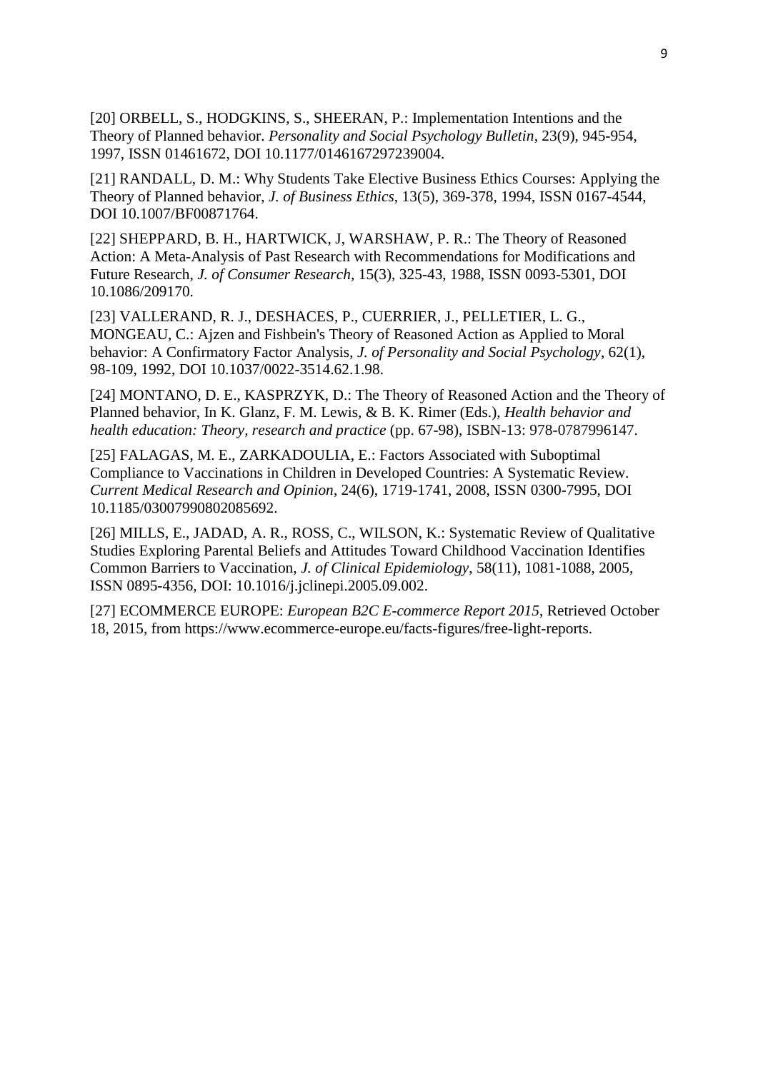[20] ORBELL, S., HODGKINS, S., SHEERAN, P.: Implementation Intentions and the Theory of Planned behavior. *Personality and Social Psychology Bulletin*, 23(9), 945-954, 1997, ISSN 01461672, DOI 10.1177/0146167297239004.

[21] RANDALL, D. M.: Why Students Take Elective Business Ethics Courses: Applying the Theory of Planned behavior, *J. of Business Ethics*, 13(5), 369-378, 1994, ISSN 0167-4544, DOI 10.1007/BF00871764.

[22] SHEPPARD, B. H., HARTWICK, J, WARSHAW, P. R.: The Theory of Reasoned Action: A Meta-Analysis of Past Research with Recommendations for Modifications and Future Research, *J. of Consumer Research*, 15(3), 325-43, 1988, ISSN 0093-5301, DOI 10.1086/209170.

[23] VALLERAND, R. J., DESHACES, P., CUERRIER, J., PELLETIER, L. G., MONGEAU, C.: Ajzen and Fishbein's Theory of Reasoned Action as Applied to Moral behavior: A Confirmatory Factor Analysis, *J. of Personality and Social Psychology*, 62(1), 98-109, 1992, DOI 10.1037/0022-3514.62.1.98.

[24] MONTANO, D. E., KASPRZYK, D.: The Theory of Reasoned Action and the Theory of Planned behavior, In K. Glanz, F. M. Lewis, & B. K. Rimer (Eds.), *Health behavior and health education: Theory, research and practice* (pp. 67-98), ISBN-13: 978-0787996147.

[25] FALAGAS, M. E., ZARKADOULIA, E.: Factors Associated with Suboptimal Compliance to Vaccinations in Children in Developed Countries: A Systematic Review. *Current Medical Research and Opinion*, 24(6), 1719-1741, 2008, ISSN 0300-7995, DOI 10.1185/03007990802085692.

[26] MILLS, E., JADAD, A. R., ROSS, C., WILSON, K.: Systematic Review of Qualitative Studies Exploring Parental Beliefs and Attitudes Toward Childhood Vaccination Identifies Common Barriers to Vaccination, *J. of Clinical Epidemiology*, 58(11), 1081-1088, 2005, ISSN 0895-4356, DOI: 10.1016/j.jclinepi.2005.09.002.

[27] ECOMMERCE EUROPE: *European B2C E-commerce Report 2015*, Retrieved October 18, 2015, from https://www.ecommerce-europe.eu/facts-figures/free-light-reports.